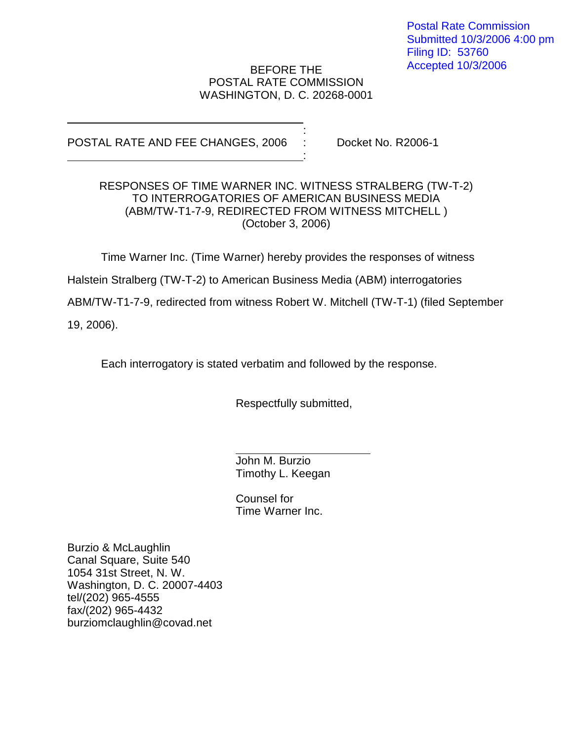Postal Rate Commission
Submitted 10/3/2006 4:00 pm
Filing ID: 53760
Accepted 10/3/2006

BEFORE THE
POSTAL RATE COMMISSION
WASHINGTON, D. C. 20268-0001

| | | |
|---|---|---|
| POSTAL RATE AND FEE CHANGES, 2006 | : | Docket No. R2006-1 |

RESPONSES OF TIME WARNER INC. WITNESS STRALBERG (TW-T-2)
TO INTERROGATORIES OF AMERICAN BUSINESS MEDIA
(ABM/TW-T1-7-9, REDIRECTED FROM WITNESS MITCHELL )
(October 3, 2006)

Time Warner Inc. (Time Warner) hereby provides the responses of witness Halstein Stralberg (TW-T-2) to American Business Media (ABM) interrogatories ABM/TW-T1-7-9, redirected from witness Robert W. Mitchell (TW-T-1) (filed September 19, 2006).

Each interrogatory is stated verbatim and followed by the response.

Respectfully submitted,

John M. Burzio
Timothy L. Keegan

Counsel for
Time Warner Inc.

Burzio & McLaughlin
Canal Square, Suite 540
1054 31st Street, N. W.
Washington, D. C. 20007-4403
tel/(202) 965-4555
fax/(202) 965-4432
burziomclaughlin@covad.net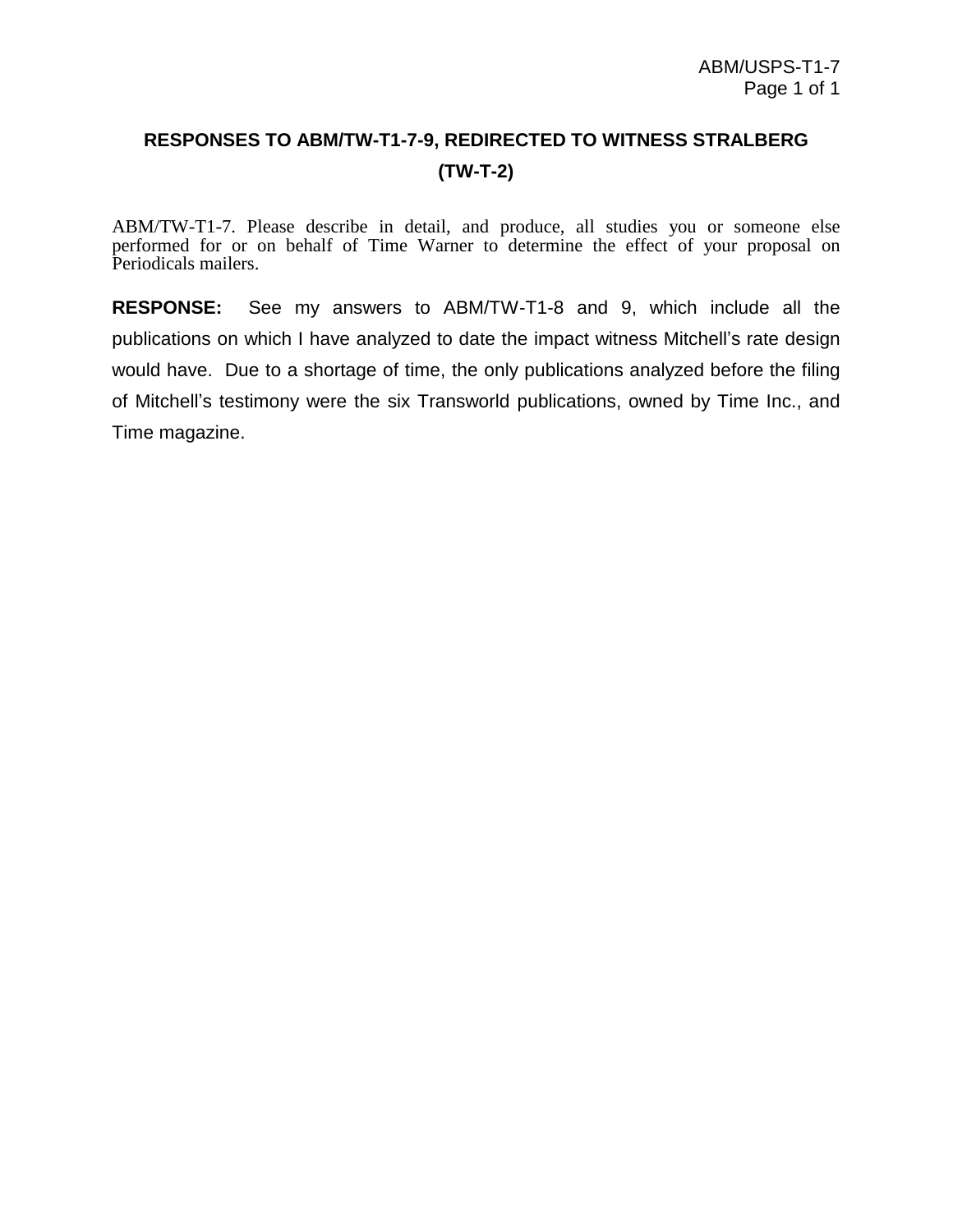## RESPONSES TO ABM/TW-T1-7-9, REDIRECTED TO WITNESS STRALBERG (TW-T-2)

ABM/TW-T1-7. Please describe in detail, and produce, all studies you or someone else performed for or on behalf of Time Warner to determine the effect of your proposal on Periodicals mailers.

**RESPONSE:** See my answers to ABM/TW-T1-8 and 9, which include all the publications on which I have analyzed to date the impact witness Mitchell's rate design would have. Due to a shortage of time, the only publications analyzed before the filing of Mitchell's testimony were the six Transworld publications, owned by Time Inc., and Time magazine.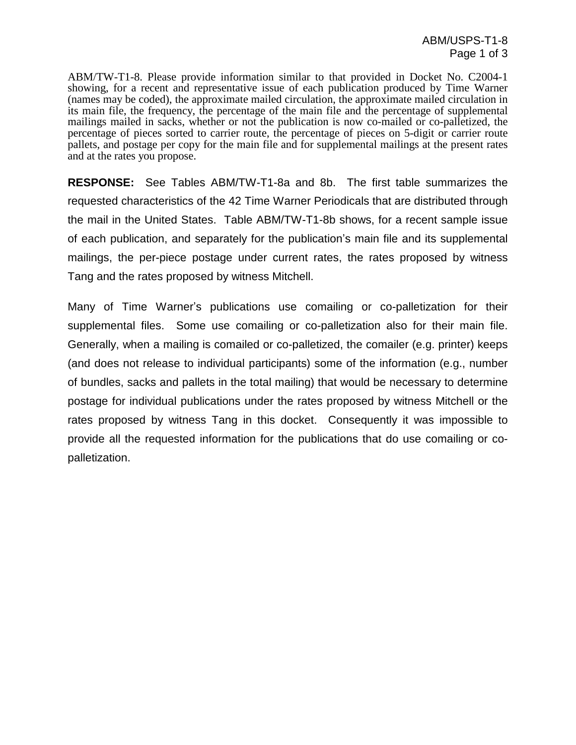ABM/TW-T1-8. Please provide information similar to that provided in Docket No. C2004-1 showing, for a recent and representative issue of each publication produced by Time Warner (names may be coded), the approximate mailed circulation, the approximate mailed circulation in its main file, the frequency, the percentage of the main file and the percentage of supplemental mailings mailed in sacks, whether or not the publication is now co-mailed or co-palletized, the percentage of pieces sorted to carrier route, the percentage of pieces on 5-digit or carrier route pallets, and postage per copy for the main file and for supplemental mailings at the present rates and at the rates you propose.

**RESPONSE:** See Tables ABM/TW-T1-8a and 8b. The first table summarizes the requested characteristics of the 42 Time Warner Periodicals that are distributed through the mail in the United States. Table ABM/TW-T1-8b shows, for a recent sample issue of each publication, and separately for the publication's main file and its supplemental mailings, the per-piece postage under current rates, the rates proposed by witness Tang and the rates proposed by witness Mitchell.

Many of Time Warner's publications use comailing or co-palletization for their supplemental files. Some use comailing or co-palletization also for their main file. Generally, when a mailing is comailed or co-palletized, the comailer (e.g. printer) keeps (and does not release to individual participants) some of the information (e.g., number of bundles, sacks and pallets in the total mailing) that would be necessary to determine postage for individual publications under the rates proposed by witness Mitchell or the rates proposed by witness Tang in this docket. Consequently it was impossible to provide all the requested information for the publications that do use comailing or co-palletization.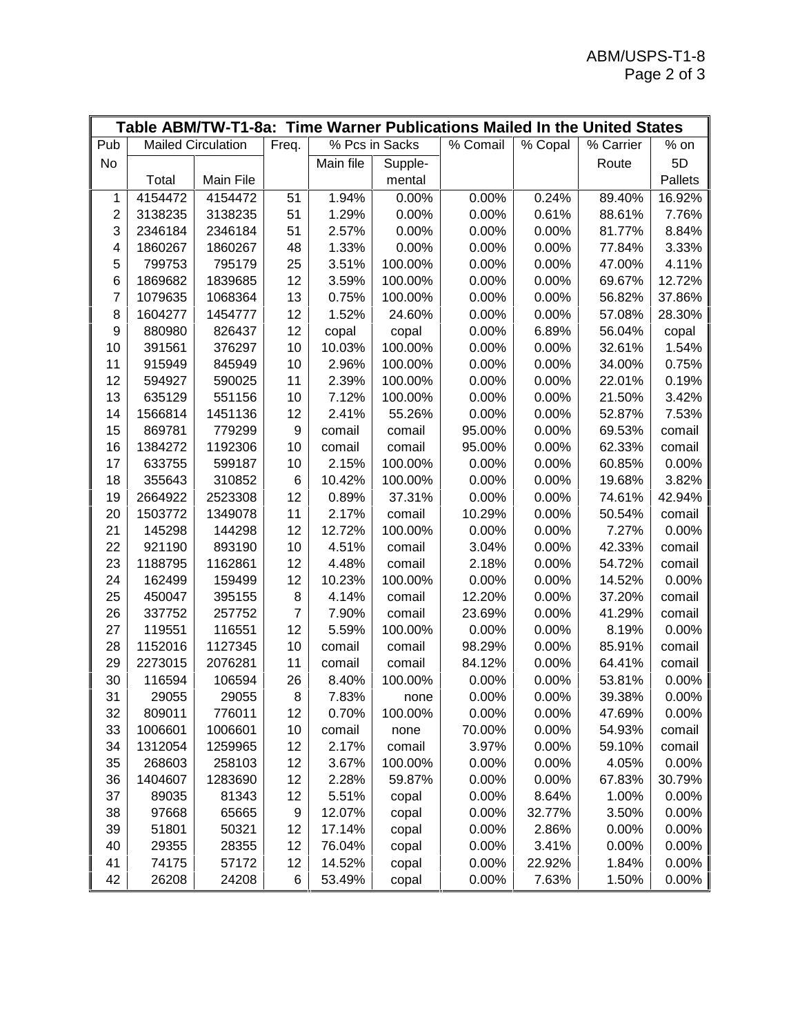## Table ABM/TW-T1-8a: Time Warner Publications Mailed In the United States

| Pub No | Mailed Circulation Total | Mailed Circulation Main File | Freq. | % Pcs in Sacks Main file | % Pcs in Sacks Supple-mental | % Comail | % Copal | % Carrier Route | % on 5D Pallets |
|---|---|---|---|---|---|---|---|---|---|
| 1 | 4154472 | 4154472 | 51 | 1.94% | 0.00% | 0.00% | 0.24% | 89.40% | 16.92% |
| 2 | 3138235 | 3138235 | 51 | 1.29% | 0.00% | 0.00% | 0.61% | 88.61% | 7.76% |
| 3 | 2346184 | 2346184 | 51 | 2.57% | 0.00% | 0.00% | 0.00% | 81.77% | 8.84% |
| 4 | 1860267 | 1860267 | 48 | 1.33% | 0.00% | 0.00% | 0.00% | 77.84% | 3.33% |
| 5 | 799753 | 795179 | 25 | 3.51% | 100.00% | 0.00% | 0.00% | 47.00% | 4.11% |
| 6 | 1869682 | 1839685 | 12 | 3.59% | 100.00% | 0.00% | 0.00% | 69.67% | 12.72% |
| 7 | 1079635 | 1068364 | 13 | 0.75% | 100.00% | 0.00% | 0.00% | 56.82% | 37.86% |
| 8 | 1604277 | 1454777 | 12 | 1.52% | 24.60% | 0.00% | 0.00% | 57.08% | 28.30% |
| 9 | 880980 | 826437 | 12 | copal | copal | 0.00% | 6.89% | 56.04% | copal |
| 10 | 391561 | 376297 | 10 | 10.03% | 100.00% | 0.00% | 0.00% | 32.61% | 1.54% |
| 11 | 915949 | 845949 | 10 | 2.96% | 100.00% | 0.00% | 0.00% | 34.00% | 0.75% |
| 12 | 594927 | 590025 | 11 | 2.39% | 100.00% | 0.00% | 0.00% | 22.01% | 0.19% |
| 13 | 635129 | 551156 | 10 | 7.12% | 100.00% | 0.00% | 0.00% | 21.50% | 3.42% |
| 14 | 1566814 | 1451136 | 12 | 2.41% | 55.26% | 0.00% | 0.00% | 52.87% | 7.53% |
| 15 | 869781 | 779299 | 9 | comail | comail | 95.00% | 0.00% | 69.53% | comail |
| 16 | 1384272 | 1192306 | 10 | comail | comail | 95.00% | 0.00% | 62.33% | comail |
| 17 | 633755 | 599187 | 10 | 2.15% | 100.00% | 0.00% | 0.00% | 60.85% | 0.00% |
| 18 | 355643 | 310852 | 6 | 10.42% | 100.00% | 0.00% | 0.00% | 19.68% | 3.82% |
| 19 | 2664922 | 2523308 | 12 | 0.89% | 37.31% | 0.00% | 0.00% | 74.61% | 42.94% |
| 20 | 1503772 | 1349078 | 11 | 2.17% | comail | 10.29% | 0.00% | 50.54% | comail |
| 21 | 145298 | 144298 | 12 | 12.72% | 100.00% | 0.00% | 0.00% | 7.27% | 0.00% |
| 22 | 921190 | 893190 | 10 | 4.51% | comail | 3.04% | 0.00% | 42.33% | comail |
| 23 | 1188795 | 1162861 | 12 | 4.48% | comail | 2.18% | 0.00% | 54.72% | comail |
| 24 | 162499 | 159499 | 12 | 10.23% | 100.00% | 0.00% | 0.00% | 14.52% | 0.00% |
| 25 | 450047 | 395155 | 8 | 4.14% | comail | 12.20% | 0.00% | 37.20% | comail |
| 26 | 337752 | 257752 | 7 | 7.90% | comail | 23.69% | 0.00% | 41.29% | comail |
| 27 | 119551 | 116551 | 12 | 5.59% | 100.00% | 0.00% | 0.00% | 8.19% | 0.00% |
| 28 | 1152016 | 1127345 | 10 | comail | comail | 98.29% | 0.00% | 85.91% | comail |
| 29 | 2273015 | 2076281 | 11 | comail | comail | 84.12% | 0.00% | 64.41% | comail |
| 30 | 116594 | 106594 | 26 | 8.40% | 100.00% | 0.00% | 0.00% | 53.81% | 0.00% |
| 31 | 29055 | 29055 | 8 | 7.83% | none | 0.00% | 0.00% | 39.38% | 0.00% |
| 32 | 809011 | 776011 | 12 | 0.70% | 100.00% | 0.00% | 0.00% | 47.69% | 0.00% |
| 33 | 1006601 | 1006601 | 10 | comail | none | 70.00% | 0.00% | 54.93% | comail |
| 34 | 1312054 | 1259965 | 12 | 2.17% | comail | 3.97% | 0.00% | 59.10% | comail |
| 35 | 268603 | 258103 | 12 | 3.67% | 100.00% | 0.00% | 0.00% | 4.05% | 0.00% |
| 36 | 1404607 | 1283690 | 12 | 2.28% | 59.87% | 0.00% | 0.00% | 67.83% | 30.79% |
| 37 | 89035 | 81343 | 12 | 5.51% | copal | 0.00% | 8.64% | 1.00% | 0.00% |
| 38 | 97668 | 65665 | 9 | 12.07% | copal | 0.00% | 32.77% | 3.50% | 0.00% |
| 39 | 51801 | 50321 | 12 | 17.14% | copal | 0.00% | 2.86% | 0.00% | 0.00% |
| 40 | 29355 | 28355 | 12 | 76.04% | copal | 0.00% | 3.41% | 0.00% | 0.00% |
| 41 | 74175 | 57172 | 12 | 14.52% | copal | 0.00% | 22.92% | 1.84% | 0.00% |
| 42 | 26208 | 24208 | 6 | 53.49% | copal | 0.00% | 7.63% | 1.50% | 0.00% |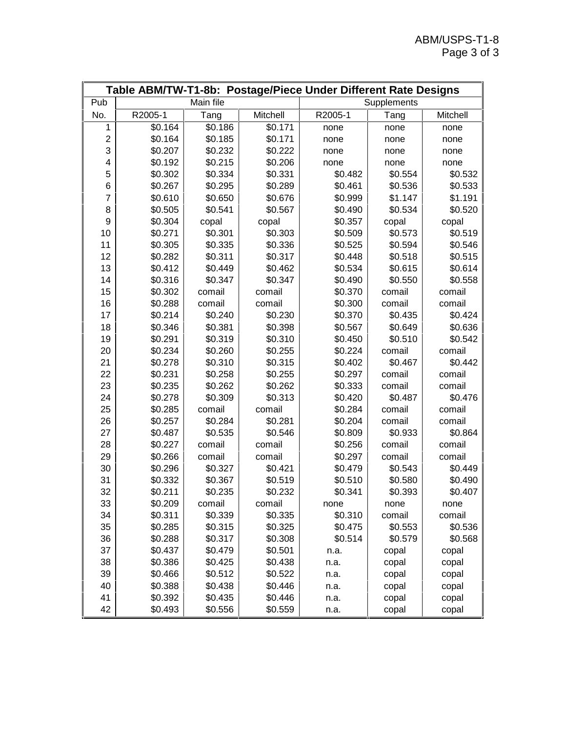| Table ABM/TW-T1-8b: Postage/Piece Under Different Rate Designs | | | | | | |
|---|---|---|---|---|---|---|
| Pub | Main file | | | Supplements | | |
| No. | R2005-1 | Tang | Mitchell | R2005-1 | Tang | Mitchell |
| 1 | $0.164 | $0.186 | $0.171 | none | none | none |
| 2 | $0.164 | $0.185 | $0.171 | none | none | none |
| 3 | $0.207 | $0.232 | $0.222 | none | none | none |
| 4 | $0.192 | $0.215 | $0.206 | none | none | none |
| 5 | $0.302 | $0.334 | $0.331 | $0.482 | $0.554 | $0.532 |
| 6 | $0.267 | $0.295 | $0.289 | $0.461 | $0.536 | $0.533 |
| 7 | $0.610 | $0.650 | $0.676 | $0.999 | $1.147 | $1.191 |
| 8 | $0.505 | $0.541 | $0.567 | $0.490 | $0.534 | $0.520 |
| 9 | $0.304 | copal | copal | $0.357 | copal | copal |
| 10 | $0.271 | $0.301 | $0.303 | $0.509 | $0.573 | $0.519 |
| 11 | $0.305 | $0.335 | $0.336 | $0.525 | $0.594 | $0.546 |
| 12 | $0.282 | $0.311 | $0.317 | $0.448 | $0.518 | $0.515 |
| 13 | $0.412 | $0.449 | $0.462 | $0.534 | $0.615 | $0.614 |
| 14 | $0.316 | $0.347 | $0.347 | $0.490 | $0.550 | $0.558 |
| 15 | $0.302 | comail | comail | $0.370 | comail | comail |
| 16 | $0.288 | comail | comail | $0.300 | comail | comail |
| 17 | $0.214 | $0.240 | $0.230 | $0.370 | $0.435 | $0.424 |
| 18 | $0.346 | $0.381 | $0.398 | $0.567 | $0.649 | $0.636 |
| 19 | $0.291 | $0.319 | $0.310 | $0.450 | $0.510 | $0.542 |
| 20 | $0.234 | $0.260 | $0.255 | $0.224 | comail | comail |
| 21 | $0.278 | $0.310 | $0.315 | $0.402 | $0.467 | $0.442 |
| 22 | $0.231 | $0.258 | $0.255 | $0.297 | comail | comail |
| 23 | $0.235 | $0.262 | $0.262 | $0.333 | comail | comail |
| 24 | $0.278 | $0.309 | $0.313 | $0.420 | $0.487 | $0.476 |
| 25 | $0.285 | comail | comail | $0.284 | comail | comail |
| 26 | $0.257 | $0.284 | $0.281 | $0.204 | comail | comail |
| 27 | $0.487 | $0.535 | $0.546 | $0.809 | $0.933 | $0.864 |
| 28 | $0.227 | comail | comail | $0.256 | comail | comail |
| 29 | $0.266 | comail | comail | $0.297 | comail | comail |
| 30 | $0.296 | $0.327 | $0.421 | $0.479 | $0.543 | $0.449 |
| 31 | $0.332 | $0.367 | $0.519 | $0.510 | $0.580 | $0.490 |
| 32 | $0.211 | $0.235 | $0.232 | $0.341 | $0.393 | $0.407 |
| 33 | $0.209 | comail | comail | none | none | none |
| 34 | $0.311 | $0.339 | $0.335 | $0.310 | comail | comail |
| 35 | $0.285 | $0.315 | $0.325 | $0.475 | $0.553 | $0.536 |
| 36 | $0.288 | $0.317 | $0.308 | $0.514 | $0.579 | $0.568 |
| 37 | $0.437 | $0.479 | $0.501 | n.a. | copal | copal |
| 38 | $0.386 | $0.425 | $0.438 | n.a. | copal | copal |
| 39 | $0.466 | $0.512 | $0.522 | n.a. | copal | copal |
| 40 | $0.388 | $0.438 | $0.446 | n.a. | copal | copal |
| 41 | $0.392 | $0.435 | $0.446 | n.a. | copal | copal |
| 42 | $0.493 | $0.556 | $0.559 | n.a. | copal | copal |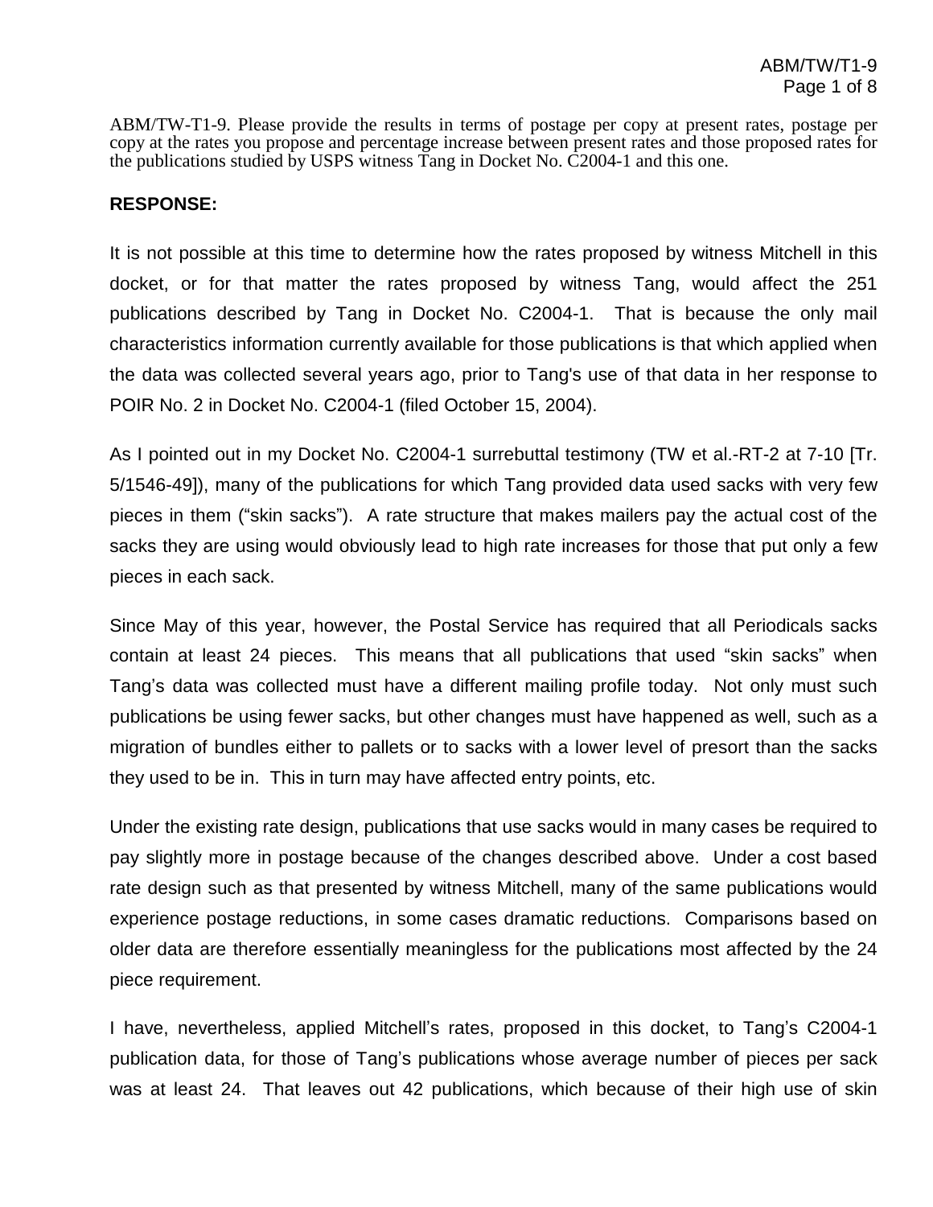ABM/TW-T1-9. Please provide the results in terms of postage per copy at present rates, postage per copy at the rates you propose and percentage increase between present rates and those proposed rates for the publications studied by USPS witness Tang in Docket No. C2004-1 and this one.

**RESPONSE:**

It is not possible at this time to determine how the rates proposed by witness Mitchell in this docket, or for that matter the rates proposed by witness Tang, would affect the 251 publications described by Tang in Docket No. C2004-1. That is because the only mail characteristics information currently available for those publications is that which applied when the data was collected several years ago, prior to Tang's use of that data in her response to POIR No. 2 in Docket No. C2004-1 (filed October 15, 2004).

As I pointed out in my Docket No. C2004-1 surrebuttal testimony (TW et al.-RT-2 at 7-10 [Tr. 5/1546-49]), many of the publications for which Tang provided data used sacks with very few pieces in them ("skin sacks"). A rate structure that makes mailers pay the actual cost of the sacks they are using would obviously lead to high rate increases for those that put only a few pieces in each sack.

Since May of this year, however, the Postal Service has required that all Periodicals sacks contain at least 24 pieces. This means that all publications that used "skin sacks" when Tang's data was collected must have a different mailing profile today. Not only must such publications be using fewer sacks, but other changes must have happened as well, such as a migration of bundles either to pallets or to sacks with a lower level of presort than the sacks they used to be in. This in turn may have affected entry points, etc.

Under the existing rate design, publications that use sacks would in many cases be required to pay slightly more in postage because of the changes described above. Under a cost based rate design such as that presented by witness Mitchell, many of the same publications would experience postage reductions, in some cases dramatic reductions. Comparisons based on older data are therefore essentially meaningless for the publications most affected by the 24 piece requirement.

I have, nevertheless, applied Mitchell's rates, proposed in this docket, to Tang's C2004-1 publication data, for those of Tang's publications whose average number of pieces per sack was at least 24. That leaves out 42 publications, which because of their high use of skin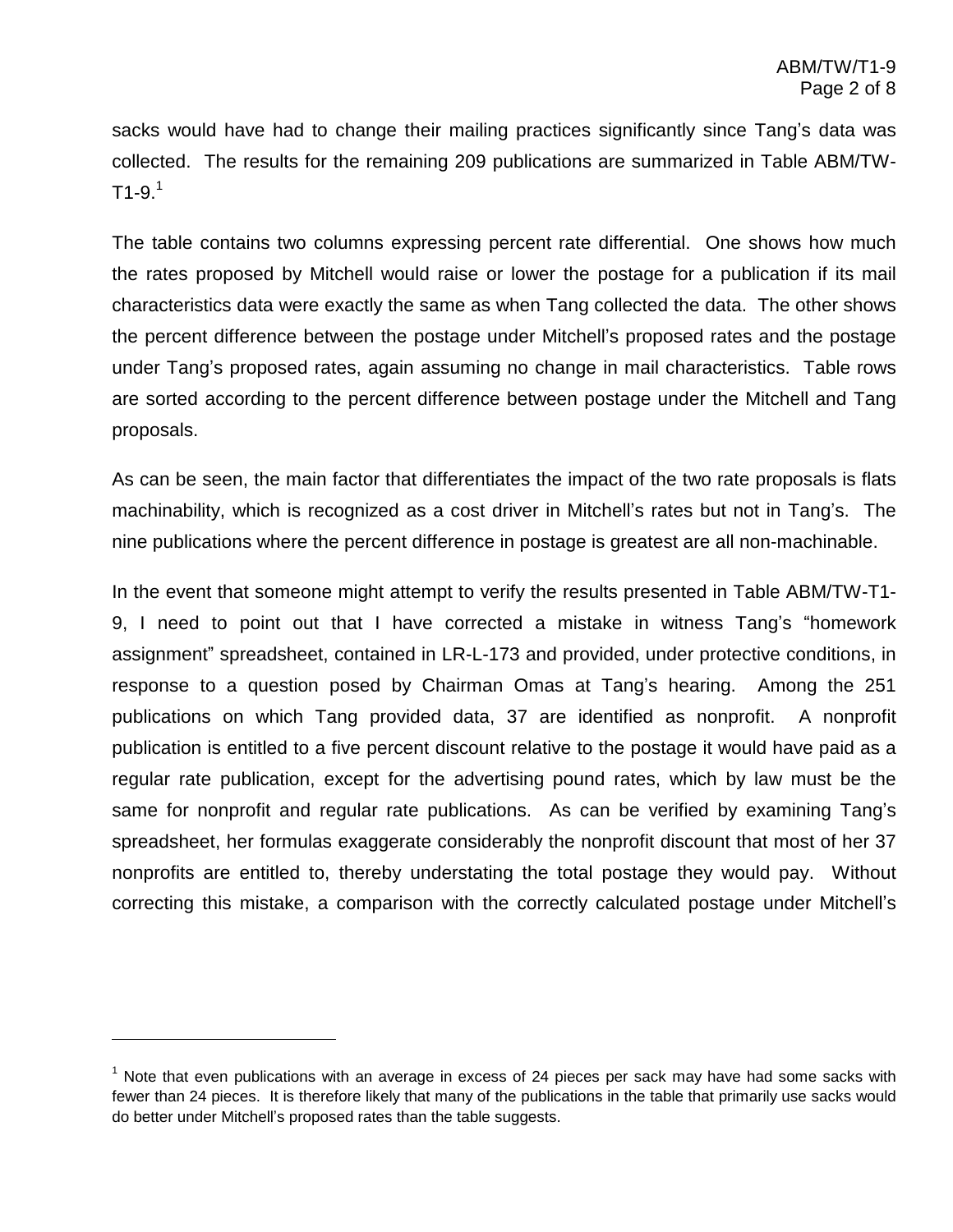sacks would have had to change their mailing practices significantly since Tang's data was collected. The results for the remaining 209 publications are summarized in Table ABM/TW-T1-9.[1]

The table contains two columns expressing percent rate differential. One shows how much the rates proposed by Mitchell would raise or lower the postage for a publication if its mail characteristics data were exactly the same as when Tang collected the data. The other shows the percent difference between the postage under Mitchell's proposed rates and the postage under Tang's proposed rates, again assuming no change in mail characteristics. Table rows are sorted according to the percent difference between postage under the Mitchell and Tang proposals.

As can be seen, the main factor that differentiates the impact of the two rate proposals is flats machinability, which is recognized as a cost driver in Mitchell's rates but not in Tang's. The nine publications where the percent difference in postage is greatest are all non-machinable.

In the event that someone might attempt to verify the results presented in Table ABM/TW-T1-9, I need to point out that I have corrected a mistake in witness Tang's "homework assignment" spreadsheet, contained in LR-L-173 and provided, under protective conditions, in response to a question posed by Chairman Omas at Tang's hearing. Among the 251 publications on which Tang provided data, 37 are identified as nonprofit. A nonprofit publication is entitled to a five percent discount relative to the postage it would have paid as a regular rate publication, except for the advertising pound rates, which by law must be the same for nonprofit and regular rate publications. As can be verified by examining Tang's spreadsheet, her formulas exaggerate considerably the nonprofit discount that most of her 37 nonprofits are entitled to, thereby understating the total postage they would pay. Without correcting this mistake, a comparison with the correctly calculated postage under Mitchell's

[1] Note that even publications with an average in excess of 24 pieces per sack may have had some sacks with fewer than 24 pieces. It is therefore likely that many of the publications in the table that primarily use sacks would do better under Mitchell's proposed rates than the table suggests.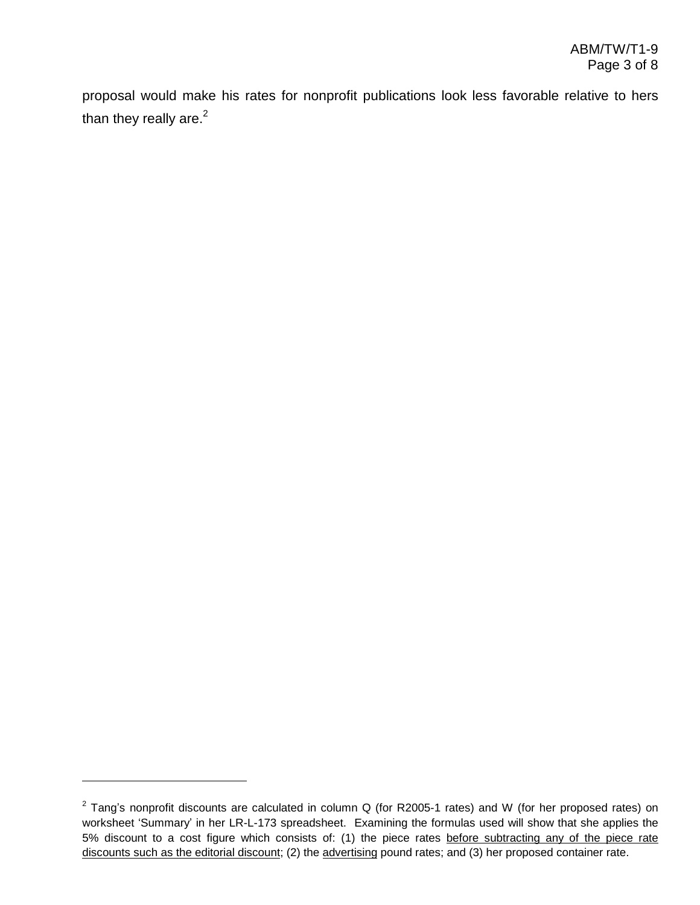proposal would make his rates for nonprofit publications look less favorable relative to hers than they really are.[2]

---

[2] Tang's nonprofit discounts are calculated in column Q (for R2005-1 rates) and W (for her proposed rates) on worksheet 'Summary' in her LR-L-173 spreadsheet. Examining the formulas used will show that she applies the 5% discount to a cost figure which consists of: (1) the piece rates <u>before subtracting any of the piece rate discounts such as the editorial discount</u>; (2) the <u>advertising</u> pound rates; and (3) her proposed container rate.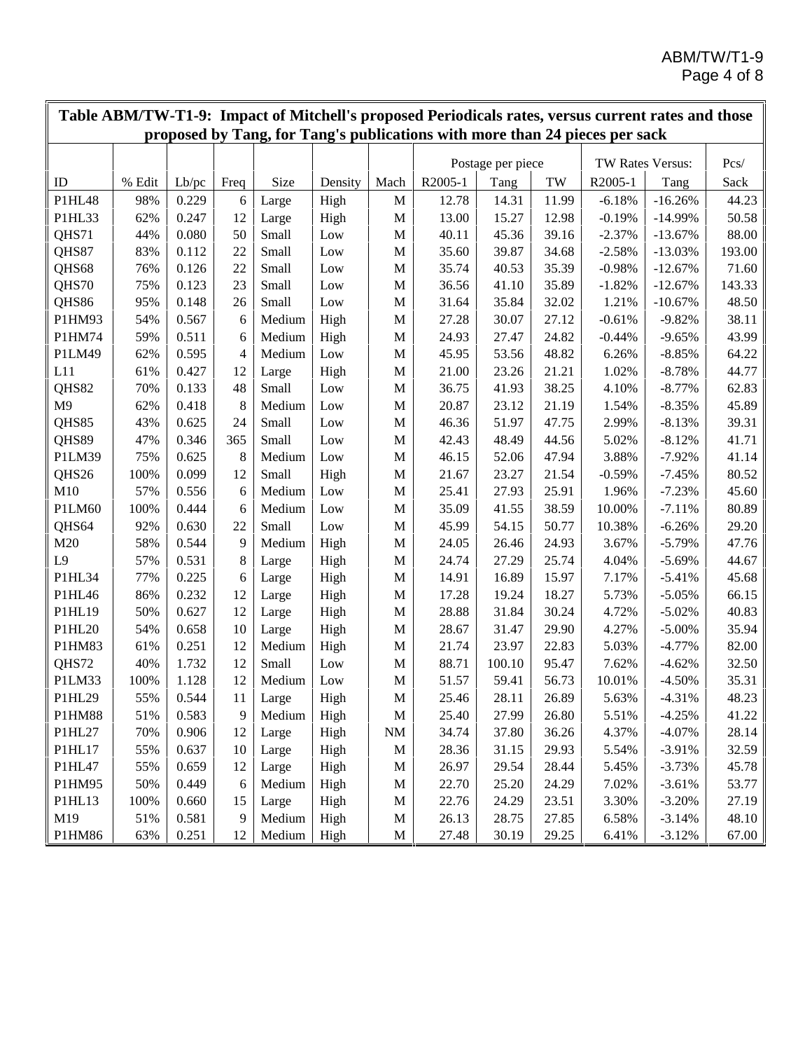**Table ABM/TW-T1-9: Impact of Mitchell's proposed Periodicals rates, versus current rates and those proposed by Tang, for Tang's publications with more than 24 pieces per sack**

| | | | | | | | Postage per piece | | | TW Rates Versus: | | Pcs/ |
|---|---|---|---|---|---|---|---|---|---|---|---|---|
| ID | % Edit | Lb/pc | Freq | Size | Density | Mach | R2005-1 | Tang | TW | R2005-1 | Tang | Sack |
| P1HL48 | 98% | 0.229 | 6 | Large | High | M | 12.78 | 14.31 | 11.99 | -6.18% | -16.26% | 44.23 |
| P1HL33 | 62% | 0.247 | 12 | Large | High | M | 13.00 | 15.27 | 12.98 | -0.19% | -14.99% | 50.58 |
| QHS71 | 44% | 0.080 | 50 | Small | Low | M | 40.11 | 45.36 | 39.16 | -2.37% | -13.67% | 88.00 |
| QHS87 | 83% | 0.112 | 22 | Small | Low | M | 35.60 | 39.87 | 34.68 | -2.58% | -13.03% | 193.00 |
| QHS68 | 76% | 0.126 | 22 | Small | Low | M | 35.74 | 40.53 | 35.39 | -0.98% | -12.67% | 71.60 |
| QHS70 | 75% | 0.123 | 23 | Small | Low | M | 36.56 | 41.10 | 35.89 | -1.82% | -12.67% | 143.33 |
| QHS86 | 95% | 0.148 | 26 | Small | Low | M | 31.64 | 35.84 | 32.02 | 1.21% | -10.67% | 48.50 |
| P1HM93 | 54% | 0.567 | 6 | Medium | High | M | 27.28 | 30.07 | 27.12 | -0.61% | -9.82% | 38.11 |
| P1HM74 | 59% | 0.511 | 6 | Medium | High | M | 24.93 | 27.47 | 24.82 | -0.44% | -9.65% | 43.99 |
| P1LM49 | 62% | 0.595 | 4 | Medium | Low | M | 45.95 | 53.56 | 48.82 | 6.26% | -8.85% | 64.22 |
| L11 | 61% | 0.427 | 12 | Large | High | M | 21.00 | 23.26 | 21.21 | 1.02% | -8.78% | 44.77 |
| QHS82 | 70% | 0.133 | 48 | Small | Low | M | 36.75 | 41.93 | 38.25 | 4.10% | -8.77% | 62.83 |
| M9 | 62% | 0.418 | 8 | Medium | Low | M | 20.87 | 23.12 | 21.19 | 1.54% | -8.35% | 45.89 |
| QHS85 | 43% | 0.625 | 24 | Small | Low | M | 46.36 | 51.97 | 47.75 | 2.99% | -8.13% | 39.31 |
| QHS89 | 47% | 0.346 | 365 | Small | Low | M | 42.43 | 48.49 | 44.56 | 5.02% | -8.12% | 41.71 |
| P1LM39 | 75% | 0.625 | 8 | Medium | Low | M | 46.15 | 52.06 | 47.94 | 3.88% | -7.92% | 41.14 |
| QHS26 | 100% | 0.099 | 12 | Small | High | M | 21.67 | 23.27 | 21.54 | -0.59% | -7.45% | 80.52 |
| M10 | 57% | 0.556 | 6 | Medium | Low | M | 25.41 | 27.93 | 25.91 | 1.96% | -7.23% | 45.60 |
| P1LM60 | 100% | 0.444 | 6 | Medium | Low | M | 35.09 | 41.55 | 38.59 | 10.00% | -7.11% | 80.89 |
| QHS64 | 92% | 0.630 | 22 | Small | Low | M | 45.99 | 54.15 | 50.77 | 10.38% | -6.26% | 29.20 |
| M20 | 58% | 0.544 | 9 | Medium | High | M | 24.05 | 26.46 | 24.93 | 3.67% | -5.79% | 47.76 |
| L9 | 57% | 0.531 | 8 | Large | High | M | 24.74 | 27.29 | 25.74 | 4.04% | -5.69% | 44.67 |
| P1HL34 | 77% | 0.225 | 6 | Large | High | M | 14.91 | 16.89 | 15.97 | 7.17% | -5.41% | 45.68 |
| P1HL46 | 86% | 0.232 | 12 | Large | High | M | 17.28 | 19.24 | 18.27 | 5.73% | -5.05% | 66.15 |
| P1HL19 | 50% | 0.627 | 12 | Large | High | M | 28.88 | 31.84 | 30.24 | 4.72% | -5.02% | 40.83 |
| P1HL20 | 54% | 0.658 | 10 | Large | High | M | 28.67 | 31.47 | 29.90 | 4.27% | -5.00% | 35.94 |
| P1HM83 | 61% | 0.251 | 12 | Medium | High | M | 21.74 | 23.97 | 22.83 | 5.03% | -4.77% | 82.00 |
| QHS72 | 40% | 1.732 | 12 | Small | Low | M | 88.71 | 100.10 | 95.47 | 7.62% | -4.62% | 32.50 |
| P1LM33 | 100% | 1.128 | 12 | Medium | Low | M | 51.57 | 59.41 | 56.73 | 10.01% | -4.50% | 35.31 |
| P1HL29 | 55% | 0.544 | 11 | Large | High | M | 25.46 | 28.11 | 26.89 | 5.63% | -4.31% | 48.23 |
| P1HM88 | 51% | 0.583 | 9 | Medium | High | M | 25.40 | 27.99 | 26.80 | 5.51% | -4.25% | 41.22 |
| P1HL27 | 70% | 0.906 | 12 | Large | High | NM | 34.74 | 37.80 | 36.26 | 4.37% | -4.07% | 28.14 |
| P1HL17 | 55% | 0.637 | 10 | Large | High | M | 28.36 | 31.15 | 29.93 | 5.54% | -3.91% | 32.59 |
| P1HL47 | 55% | 0.659 | 12 | Large | High | M | 26.97 | 29.54 | 28.44 | 5.45% | -3.73% | 45.78 |
| P1HM95 | 50% | 0.449 | 6 | Medium | High | M | 22.70 | 25.20 | 24.29 | 7.02% | -3.61% | 53.77 |
| P1HL13 | 100% | 0.660 | 15 | Large | High | M | 22.76 | 24.29 | 23.51 | 3.30% | -3.20% | 27.19 |
| M19 | 51% | 0.581 | 9 | Medium | High | M | 26.13 | 28.75 | 27.85 | 6.58% | -3.14% | 48.10 |
| P1HM86 | 63% | 0.251 | 12 | Medium | High | M | 27.48 | 30.19 | 29.25 | 6.41% | -3.12% | 67.00 |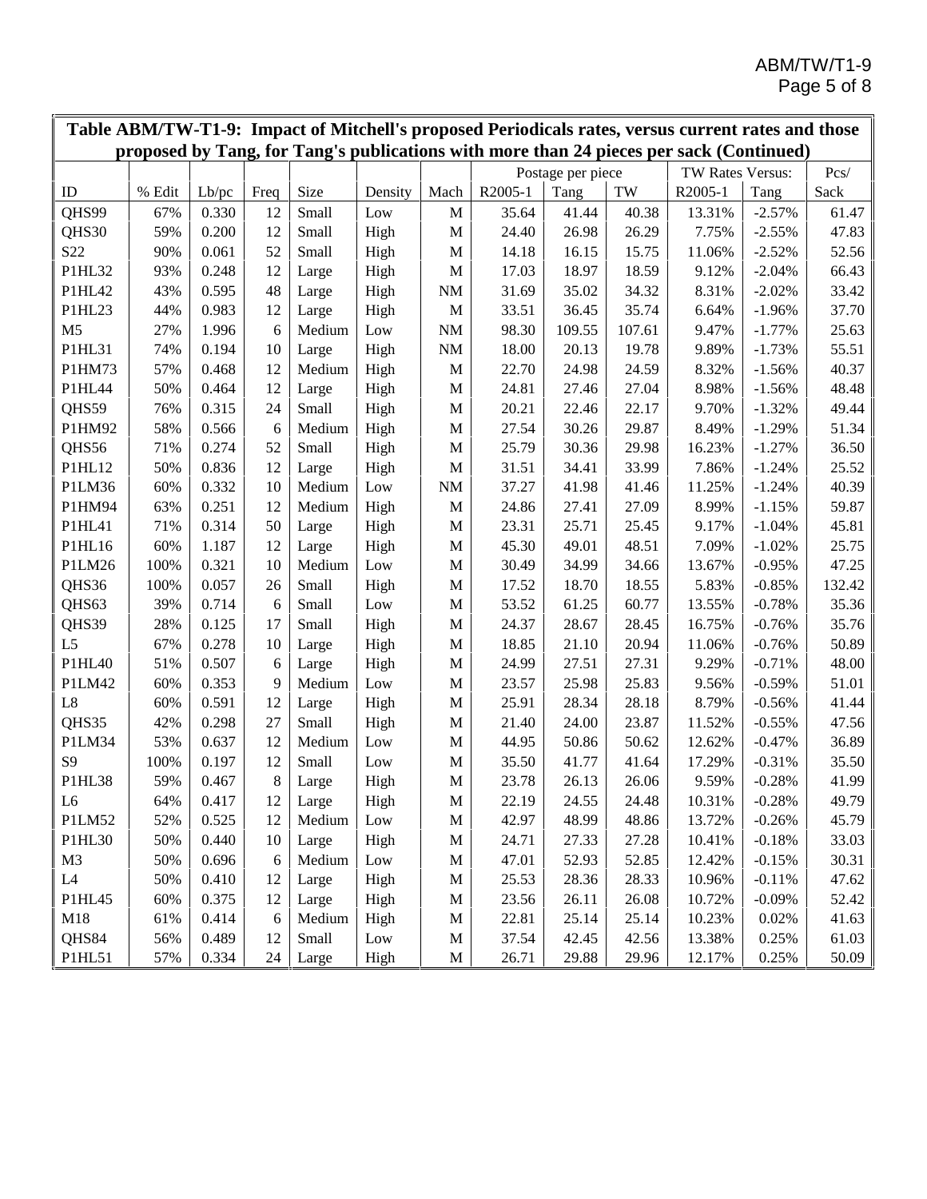**Table ABM/TW-T1-9: Impact of Mitchell's proposed Periodicals rates, versus current rates and those proposed by Tang, for Tang's publications with more than 24 pieces per sack (Continued)**

| | | | | | | | Postage per piece | | | TW Rates Versus: | | Pcs/ |
|---|---|---|---|---|---|---|---|---|---|---|---|---|
| ID | % Edit | Lb/pc | Freq | Size | Density | Mach | R2005-1 | Tang | TW | R2005-1 | Tang | Sack |
| QHS99 | 67% | 0.330 | 12 | Small | Low | M | 35.64 | 41.44 | 40.38 | 13.31% | -2.57% | 61.47 |
| QHS30 | 59% | 0.200 | 12 | Small | High | M | 24.40 | 26.98 | 26.29 | 7.75% | -2.55% | 47.83 |
| S22 | 90% | 0.061 | 52 | Small | High | M | 14.18 | 16.15 | 15.75 | 11.06% | -2.52% | 52.56 |
| P1HL32 | 93% | 0.248 | 12 | Large | High | M | 17.03 | 18.97 | 18.59 | 9.12% | -2.04% | 66.43 |
| P1HL42 | 43% | 0.595 | 48 | Large | High | NM | 31.69 | 35.02 | 34.32 | 8.31% | -2.02% | 33.42 |
| P1HL23 | 44% | 0.983 | 12 | Large | High | M | 33.51 | 36.45 | 35.74 | 6.64% | -1.96% | 37.70 |
| M5 | 27% | 1.996 | 6 | Medium | Low | NM | 98.30 | 109.55 | 107.61 | 9.47% | -1.77% | 25.63 |
| P1HL31 | 74% | 0.194 | 10 | Large | High | NM | 18.00 | 20.13 | 19.78 | 9.89% | -1.73% | 55.51 |
| P1HM73 | 57% | 0.468 | 12 | Medium | High | M | 22.70 | 24.98 | 24.59 | 8.32% | -1.56% | 40.37 |
| P1HL44 | 50% | 0.464 | 12 | Large | High | M | 24.81 | 27.46 | 27.04 | 8.98% | -1.56% | 48.48 |
| QHS59 | 76% | 0.315 | 24 | Small | High | M | 20.21 | 22.46 | 22.17 | 9.70% | -1.32% | 49.44 |
| P1HM92 | 58% | 0.566 | 6 | Medium | High | M | 27.54 | 30.26 | 29.87 | 8.49% | -1.29% | 51.34 |
| QHS56 | 71% | 0.274 | 52 | Small | High | M | 25.79 | 30.36 | 29.98 | 16.23% | -1.27% | 36.50 |
| P1HL12 | 50% | 0.836 | 12 | Large | High | M | 31.51 | 34.41 | 33.99 | 7.86% | -1.24% | 25.52 |
| P1LM36 | 60% | 0.332 | 10 | Medium | Low | NM | 37.27 | 41.98 | 41.46 | 11.25% | -1.24% | 40.39 |
| P1HM94 | 63% | 0.251 | 12 | Medium | High | M | 24.86 | 27.41 | 27.09 | 8.99% | -1.15% | 59.87 |
| P1HL41 | 71% | 0.314 | 50 | Large | High | M | 23.31 | 25.71 | 25.45 | 9.17% | -1.04% | 45.81 |
| P1HL16 | 60% | 1.187 | 12 | Large | High | M | 45.30 | 49.01 | 48.51 | 7.09% | -1.02% | 25.75 |
| P1LM26 | 100% | 0.321 | 10 | Medium | Low | M | 30.49 | 34.99 | 34.66 | 13.67% | -0.95% | 47.25 |
| QHS36 | 100% | 0.057 | 26 | Small | High | M | 17.52 | 18.70 | 18.55 | 5.83% | -0.85% | 132.42 |
| QHS63 | 39% | 0.714 | 6 | Small | Low | M | 53.52 | 61.25 | 60.77 | 13.55% | -0.78% | 35.36 |
| QHS39 | 28% | 0.125 | 17 | Small | High | M | 24.37 | 28.67 | 28.45 | 16.75% | -0.76% | 35.76 |
| L5 | 67% | 0.278 | 10 | Large | High | M | 18.85 | 21.10 | 20.94 | 11.06% | -0.76% | 50.89 |
| P1HL40 | 51% | 0.507 | 6 | Large | High | M | 24.99 | 27.51 | 27.31 | 9.29% | -0.71% | 48.00 |
| P1LM42 | 60% | 0.353 | 9 | Medium | Low | M | 23.57 | 25.98 | 25.83 | 9.56% | -0.59% | 51.01 |
| L8 | 60% | 0.591 | 12 | Large | High | M | 25.91 | 28.34 | 28.18 | 8.79% | -0.56% | 41.44 |
| QHS35 | 42% | 0.298 | 27 | Small | High | M | 21.40 | 24.00 | 23.87 | 11.52% | -0.55% | 47.56 |
| P1LM34 | 53% | 0.637 | 12 | Medium | Low | M | 44.95 | 50.86 | 50.62 | 12.62% | -0.47% | 36.89 |
| S9 | 100% | 0.197 | 12 | Small | Low | M | 35.50 | 41.77 | 41.64 | 17.29% | -0.31% | 35.50 |
| P1HL38 | 59% | 0.467 | 8 | Large | High | M | 23.78 | 26.13 | 26.06 | 9.59% | -0.28% | 41.99 |
| L6 | 64% | 0.417 | 12 | Large | High | M | 22.19 | 24.55 | 24.48 | 10.31% | -0.28% | 49.79 |
| P1LM52 | 52% | 0.525 | 12 | Medium | Low | M | 42.97 | 48.99 | 48.86 | 13.72% | -0.26% | 45.79 |
| P1HL30 | 50% | 0.440 | 10 | Large | High | M | 24.71 | 27.33 | 27.28 | 10.41% | -0.18% | 33.03 |
| M3 | 50% | 0.696 | 6 | Medium | Low | M | 47.01 | 52.93 | 52.85 | 12.42% | -0.15% | 30.31 |
| L4 | 50% | 0.410 | 12 | Large | High | M | 25.53 | 28.36 | 28.33 | 10.96% | -0.11% | 47.62 |
| P1HL45 | 60% | 0.375 | 12 | Large | High | M | 23.56 | 26.11 | 26.08 | 10.72% | -0.09% | 52.42 |
| M18 | 61% | 0.414 | 6 | Medium | High | M | 22.81 | 25.14 | 25.14 | 10.23% | 0.02% | 41.63 |
| QHS84 | 56% | 0.489 | 12 | Small | Low | M | 37.54 | 42.45 | 42.56 | 13.38% | 0.25% | 61.03 |
| P1HL51 | 57% | 0.334 | 24 | Large | High | M | 26.71 | 29.88 | 29.96 | 12.17% | 0.25% | 50.09 |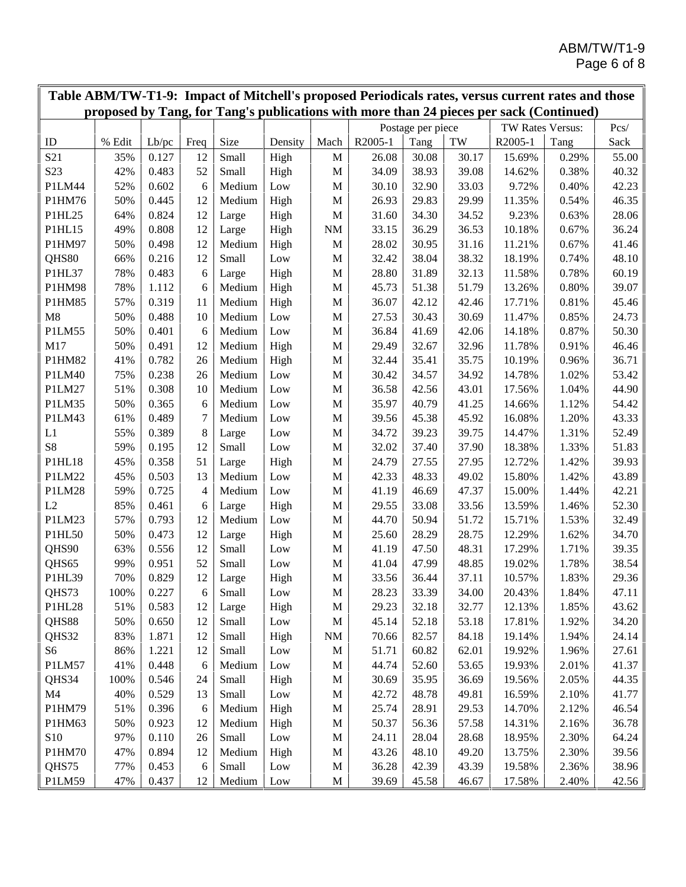**Table ABM/TW-T1-9: Impact of Mitchell's proposed Periodicals rates, versus current rates and those proposed by Tang, for Tang's publications with more than 24 pieces per sack (Continued)**

| | | | | | | | Postage per piece | | | TW Rates Versus: | | Pcs/ |
|---|---|---|---|---|---|---|---|---|---|---|---|---|
| ID | % Edit | Lb/pc | Freq | Size | Density | Mach | R2005-1 | Tang | TW | R2005-1 | Tang | Sack |
| S21 | 35% | 0.127 | 12 | Small | High | M | 26.08 | 30.08 | 30.17 | 15.69% | 0.29% | 55.00 |
| S23 | 42% | 0.483 | 52 | Small | High | M | 34.09 | 38.93 | 39.08 | 14.62% | 0.38% | 40.32 |
| P1LM44 | 52% | 0.602 | 6 | Medium | Low | M | 30.10 | 32.90 | 33.03 | 9.72% | 0.40% | 42.23 |
| P1HM76 | 50% | 0.445 | 12 | Medium | High | M | 26.93 | 29.83 | 29.99 | 11.35% | 0.54% | 46.35 |
| P1HL25 | 64% | 0.824 | 12 | Large | High | M | 31.60 | 34.30 | 34.52 | 9.23% | 0.63% | 28.06 |
| P1HL15 | 49% | 0.808 | 12 | Large | High | NM | 33.15 | 36.29 | 36.53 | 10.18% | 0.67% | 36.24 |
| P1HM97 | 50% | 0.498 | 12 | Medium | High | M | 28.02 | 30.95 | 31.16 | 11.21% | 0.67% | 41.46 |
| QHS80 | 66% | 0.216 | 12 | Small | Low | M | 32.42 | 38.04 | 38.32 | 18.19% | 0.74% | 48.10 |
| P1HL37 | 78% | 0.483 | 6 | Large | High | M | 28.80 | 31.89 | 32.13 | 11.58% | 0.78% | 60.19 |
| P1HM98 | 78% | 1.112 | 6 | Medium | High | M | 45.73 | 51.38 | 51.79 | 13.26% | 0.80% | 39.07 |
| P1HM85 | 57% | 0.319 | 11 | Medium | High | M | 36.07 | 42.12 | 42.46 | 17.71% | 0.81% | 45.46 |
| M8 | 50% | 0.488 | 10 | Medium | Low | M | 27.53 | 30.43 | 30.69 | 11.47% | 0.85% | 24.73 |
| P1LM55 | 50% | 0.401 | 6 | Medium | Low | M | 36.84 | 41.69 | 42.06 | 14.18% | 0.87% | 50.30 |
| M17 | 50% | 0.491 | 12 | Medium | High | M | 29.49 | 32.67 | 32.96 | 11.78% | 0.91% | 46.46 |
| P1HM82 | 41% | 0.782 | 26 | Medium | High | M | 32.44 | 35.41 | 35.75 | 10.19% | 0.96% | 36.71 |
| P1LM40 | 75% | 0.238 | 26 | Medium | Low | M | 30.42 | 34.57 | 34.92 | 14.78% | 1.02% | 53.42 |
| P1LM27 | 51% | 0.308 | 10 | Medium | Low | M | 36.58 | 42.56 | 43.01 | 17.56% | 1.04% | 44.90 |
| P1LM35 | 50% | 0.365 | 6 | Medium | Low | M | 35.97 | 40.79 | 41.25 | 14.66% | 1.12% | 54.42 |
| P1LM43 | 61% | 0.489 | 7 | Medium | Low | M | 39.56 | 45.38 | 45.92 | 16.08% | 1.20% | 43.33 |
| L1 | 55% | 0.389 | 8 | Large | Low | M | 34.72 | 39.23 | 39.75 | 14.47% | 1.31% | 52.49 |
| S8 | 59% | 0.195 | 12 | Small | Low | M | 32.02 | 37.40 | 37.90 | 18.38% | 1.33% | 51.83 |
| P1HL18 | 45% | 0.358 | 51 | Large | High | M | 24.79 | 27.55 | 27.95 | 12.72% | 1.42% | 39.93 |
| P1LM22 | 45% | 0.503 | 13 | Medium | Low | M | 42.33 | 48.33 | 49.02 | 15.80% | 1.42% | 43.89 |
| P1LM28 | 59% | 0.725 | 4 | Medium | Low | M | 41.19 | 46.69 | 47.37 | 15.00% | 1.44% | 42.21 |
| L2 | 85% | 0.461 | 6 | Large | High | M | 29.55 | 33.08 | 33.56 | 13.59% | 1.46% | 52.30 |
| P1LM23 | 57% | 0.793 | 12 | Medium | Low | M | 44.70 | 50.94 | 51.72 | 15.71% | 1.53% | 32.49 |
| P1HL50 | 50% | 0.473 | 12 | Large | High | M | 25.60 | 28.29 | 28.75 | 12.29% | 1.62% | 34.70 |
| QHS90 | 63% | 0.556 | 12 | Small | Low | M | 41.19 | 47.50 | 48.31 | 17.29% | 1.71% | 39.35 |
| QHS65 | 99% | 0.951 | 52 | Small | Low | M | 41.04 | 47.99 | 48.85 | 19.02% | 1.78% | 38.54 |
| P1HL39 | 70% | 0.829 | 12 | Large | High | M | 33.56 | 36.44 | 37.11 | 10.57% | 1.83% | 29.36 |
| QHS73 | 100% | 0.227 | 6 | Small | Low | M | 28.23 | 33.39 | 34.00 | 20.43% | 1.84% | 47.11 |
| P1HL28 | 51% | 0.583 | 12 | Large | High | M | 29.23 | 32.18 | 32.77 | 12.13% | 1.85% | 43.62 |
| QHS88 | 50% | 0.650 | 12 | Small | Low | M | 45.14 | 52.18 | 53.18 | 17.81% | 1.92% | 34.20 |
| QHS32 | 83% | 1.871 | 12 | Small | High | NM | 70.66 | 82.57 | 84.18 | 19.14% | 1.94% | 24.14 |
| S6 | 86% | 1.221 | 12 | Small | Low | M | 51.71 | 60.82 | 62.01 | 19.92% | 1.96% | 27.61 |
| P1LM57 | 41% | 0.448 | 6 | Medium | Low | M | 44.74 | 52.60 | 53.65 | 19.93% | 2.01% | 41.37 |
| QHS34 | 100% | 0.546 | 24 | Small | High | M | 30.69 | 35.95 | 36.69 | 19.56% | 2.05% | 44.35 |
| M4 | 40% | 0.529 | 13 | Small | Low | M | 42.72 | 48.78 | 49.81 | 16.59% | 2.10% | 41.77 |
| P1HM79 | 51% | 0.396 | 6 | Medium | High | M | 25.74 | 28.91 | 29.53 | 14.70% | 2.12% | 46.54 |
| P1HM63 | 50% | 0.923 | 12 | Medium | High | M | 50.37 | 56.36 | 57.58 | 14.31% | 2.16% | 36.78 |
| S10 | 97% | 0.110 | 26 | Small | Low | M | 24.11 | 28.04 | 28.68 | 18.95% | 2.30% | 64.24 |
| P1HM70 | 47% | 0.894 | 12 | Medium | High | M | 43.26 | 48.10 | 49.20 | 13.75% | 2.30% | 39.56 |
| QHS75 | 77% | 0.453 | 6 | Small | Low | M | 36.28 | 42.39 | 43.39 | 19.58% | 2.36% | 38.96 |
| P1LM59 | 47% | 0.437 | 12 | Medium | Low | M | 39.69 | 45.58 | 46.67 | 17.58% | 2.40% | 42.56 |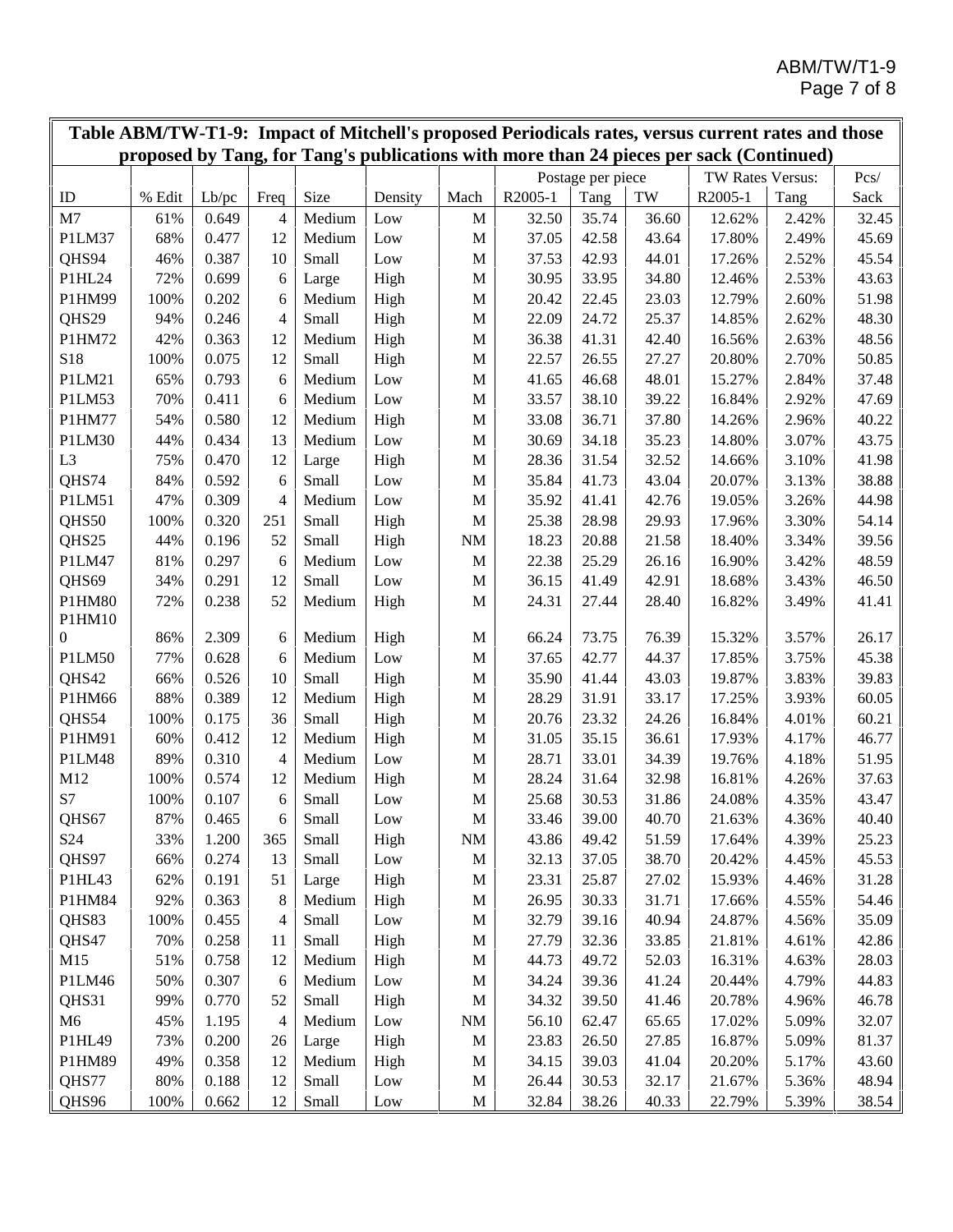**Table ABM/TW-T1-9: Impact of Mitchell's proposed Periodicals rates, versus current rates and those proposed by Tang, for Tang's publications with more than 24 pieces per sack (Continued)**

| | | | | | | | Postage per piece | | | TW Rates Versus: | | Pcs/ |
|---|---|---|---|---|---|---|---|---|---|---|---|---|
| ID | % Edit | Lb/pc | Freq | Size | Density | Mach | R2005-1 | Tang | TW | R2005-1 | Tang | Sack |
| M7 | 61% | 0.649 | 4 | Medium | Low | M | 32.50 | 35.74 | 36.60 | 12.62% | 2.42% | 32.45 |
| P1LM37 | 68% | 0.477 | 12 | Medium | Low | M | 37.05 | 42.58 | 43.64 | 17.80% | 2.49% | 45.69 |
| QHS94 | 46% | 0.387 | 10 | Small | Low | M | 37.53 | 42.93 | 44.01 | 17.26% | 2.52% | 45.54 |
| P1HL24 | 72% | 0.699 | 6 | Large | High | M | 30.95 | 33.95 | 34.80 | 12.46% | 2.53% | 43.63 |
| P1HM99 | 100% | 0.202 | 6 | Medium | High | M | 20.42 | 22.45 | 23.03 | 12.79% | 2.60% | 51.98 |
| QHS29 | 94% | 0.246 | 4 | Small | High | M | 22.09 | 24.72 | 25.37 | 14.85% | 2.62% | 48.30 |
| P1HM72 | 42% | 0.363 | 12 | Medium | High | M | 36.38 | 41.31 | 42.40 | 16.56% | 2.63% | 48.56 |
| S18 | 100% | 0.075 | 12 | Small | High | M | 22.57 | 26.55 | 27.27 | 20.80% | 2.70% | 50.85 |
| P1LM21 | 65% | 0.793 | 6 | Medium | Low | M | 41.65 | 46.68 | 48.01 | 15.27% | 2.84% | 37.48 |
| P1LM53 | 70% | 0.411 | 6 | Medium | Low | M | 33.57 | 38.10 | 39.22 | 16.84% | 2.92% | 47.69 |
| P1HM77 | 54% | 0.580 | 12 | Medium | High | M | 33.08 | 36.71 | 37.80 | 14.26% | 2.96% | 40.22 |
| P1LM30 | 44% | 0.434 | 13 | Medium | Low | M | 30.69 | 34.18 | 35.23 | 14.80% | 3.07% | 43.75 |
| L3 | 75% | 0.470 | 12 | Large | High | M | 28.36 | 31.54 | 32.52 | 14.66% | 3.10% | 41.98 |
| QHS74 | 84% | 0.592 | 6 | Small | Low | M | 35.84 | 41.73 | 43.04 | 20.07% | 3.13% | 38.88 |
| P1LM51 | 47% | 0.309 | 4 | Medium | Low | M | 35.92 | 41.41 | 42.76 | 19.05% | 3.26% | 44.98 |
| QHS50 | 100% | 0.320 | 251 | Small | High | M | 25.38 | 28.98 | 29.93 | 17.96% | 3.30% | 54.14 |
| QHS25 | 44% | 0.196 | 52 | Small | High | NM | 18.23 | 20.88 | 21.58 | 18.40% | 3.34% | 39.56 |
| P1LM47 | 81% | 0.297 | 6 | Medium | Low | M | 22.38 | 25.29 | 26.16 | 16.90% | 3.42% | 48.59 |
| QHS69 | 34% | 0.291 | 12 | Small | Low | M | 36.15 | 41.49 | 42.91 | 18.68% | 3.43% | 46.50 |
| P1HM80 | 72% | 0.238 | 52 | Medium | High | M | 24.31 | 27.44 | 28.40 | 16.82% | 3.49% | 41.41 |
| P1HM100 | 86% | 2.309 | 6 | Medium | High | M | 66.24 | 73.75 | 76.39 | 15.32% | 3.57% | 26.17 |
| P1LM50 | 77% | 0.628 | 6 | Medium | Low | M | 37.65 | 42.77 | 44.37 | 17.85% | 3.75% | 45.38 |
| QHS42 | 66% | 0.526 | 10 | Small | High | M | 35.90 | 41.44 | 43.03 | 19.87% | 3.83% | 39.83 |
| P1HM66 | 88% | 0.389 | 12 | Medium | High | M | 28.29 | 31.91 | 33.17 | 17.25% | 3.93% | 60.05 |
| QHS54 | 100% | 0.175 | 36 | Small | High | M | 20.76 | 23.32 | 24.26 | 16.84% | 4.01% | 60.21 |
| P1HM91 | 60% | 0.412 | 12 | Medium | High | M | 31.05 | 35.15 | 36.61 | 17.93% | 4.17% | 46.77 |
| P1LM48 | 89% | 0.310 | 4 | Medium | Low | M | 28.71 | 33.01 | 34.39 | 19.76% | 4.18% | 51.95 |
| M12 | 100% | 0.574 | 12 | Medium | High | M | 28.24 | 31.64 | 32.98 | 16.81% | 4.26% | 37.63 |
| S7 | 100% | 0.107 | 6 | Small | Low | M | 25.68 | 30.53 | 31.86 | 24.08% | 4.35% | 43.47 |
| QHS67 | 87% | 0.465 | 6 | Small | Low | M | 33.46 | 39.00 | 40.70 | 21.63% | 4.36% | 40.40 |
| S24 | 33% | 1.200 | 365 | Small | High | NM | 43.86 | 49.42 | 51.59 | 17.64% | 4.39% | 25.23 |
| QHS97 | 66% | 0.274 | 13 | Small | Low | M | 32.13 | 37.05 | 38.70 | 20.42% | 4.45% | 45.53 |
| P1HL43 | 62% | 0.191 | 51 | Large | High | M | 23.31 | 25.87 | 27.02 | 15.93% | 4.46% | 31.28 |
| P1HM84 | 92% | 0.363 | 8 | Medium | High | M | 26.95 | 30.33 | 31.71 | 17.66% | 4.55% | 54.46 |
| QHS83 | 100% | 0.455 | 4 | Small | Low | M | 32.79 | 39.16 | 40.94 | 24.87% | 4.56% | 35.09 |
| QHS47 | 70% | 0.258 | 11 | Small | High | M | 27.79 | 32.36 | 33.85 | 21.81% | 4.61% | 42.86 |
| M15 | 51% | 0.758 | 12 | Medium | High | M | 44.73 | 49.72 | 52.03 | 16.31% | 4.63% | 28.03 |
| P1LM46 | 50% | 0.307 | 6 | Medium | Low | M | 34.24 | 39.36 | 41.24 | 20.44% | 4.79% | 44.83 |
| QHS31 | 99% | 0.770 | 52 | Small | High | M | 34.32 | 39.50 | 41.46 | 20.78% | 4.96% | 46.78 |
| M6 | 45% | 1.195 | 4 | Medium | Low | NM | 56.10 | 62.47 | 65.65 | 17.02% | 5.09% | 32.07 |
| P1HL49 | 73% | 0.200 | 26 | Large | High | M | 23.83 | 26.50 | 27.85 | 16.87% | 5.09% | 81.37 |
| P1HM89 | 49% | 0.358 | 12 | Medium | High | M | 34.15 | 39.03 | 41.04 | 20.20% | 5.17% | 43.60 |
| QHS77 | 80% | 0.188 | 12 | Small | Low | M | 26.44 | 30.53 | 32.17 | 21.67% | 5.36% | 48.94 |
| QHS96 | 100% | 0.662 | 12 | Small | Low | M | 32.84 | 38.26 | 40.33 | 22.79% | 5.39% | 38.54 |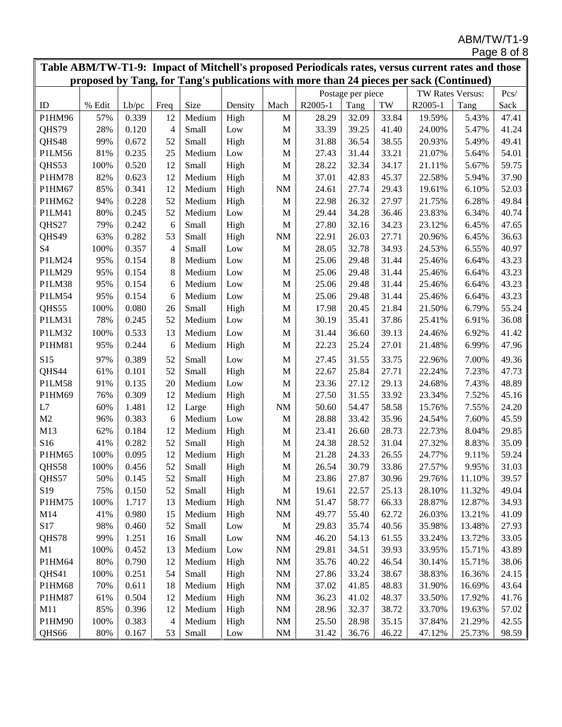**Table ABM/TW-T1-9: Impact of Mitchell's proposed Periodicals rates, versus current rates and those proposed by Tang, for Tang's publications with more than 24 pieces per sack (Continued)**

| | | | | | | | Postage per piece | | | TW Rates Versus: | | Pcs/ |
|---|---|---|---|---|---|---|---|---|---|---|---|---|
| ID | % Edit | Lb/pc | Freq | Size | Density | Mach | R2005-1 | Tang | TW | R2005-1 | Tang | Sack |
| P1HM96 | 57% | 0.339 | 12 | Medium | High | M | 28.29 | 32.09 | 33.84 | 19.59% | 5.43% | 47.41 |
| QHS79 | 28% | 0.120 | 4 | Small | Low | M | 33.39 | 39.25 | 41.40 | 24.00% | 5.47% | 41.24 |
| QHS48 | 99% | 0.672 | 52 | Small | High | M | 31.88 | 36.54 | 38.55 | 20.93% | 5.49% | 49.41 |
| P1LM56 | 81% | 0.235 | 25 | Medium | Low | M | 27.43 | 31.44 | 33.21 | 21.07% | 5.64% | 54.01 |
| QHS53 | 100% | 0.520 | 12 | Small | High | M | 28.22 | 32.34 | 34.17 | 21.11% | 5.67% | 59.75 |
| P1HM78 | 82% | 0.623 | 12 | Medium | High | M | 37.01 | 42.83 | 45.37 | 22.58% | 5.94% | 37.90 |
| P1HM67 | 85% | 0.341 | 12 | Medium | High | NM | 24.61 | 27.74 | 29.43 | 19.61% | 6.10% | 52.03 |
| P1HM62 | 94% | 0.228 | 52 | Medium | High | M | 22.98 | 26.32 | 27.97 | 21.75% | 6.28% | 49.84 |
| P1LM41 | 80% | 0.245 | 52 | Medium | Low | M | 29.44 | 34.28 | 36.46 | 23.83% | 6.34% | 40.74 |
| QHS27 | 79% | 0.242 | 6 | Small | High | M | 27.80 | 32.16 | 34.23 | 23.12% | 6.45% | 47.65 |
| QHS49 | 63% | 0.282 | 53 | Small | High | NM | 22.91 | 26.03 | 27.71 | 20.96% | 6.45% | 36.63 |
| S4 | 100% | 0.357 | 4 | Small | Low | M | 28.05 | 32.78 | 34.93 | 24.53% | 6.55% | 40.97 |
| P1LM24 | 95% | 0.154 | 8 | Medium | Low | M | 25.06 | 29.48 | 31.44 | 25.46% | 6.64% | 43.23 |
| P1LM29 | 95% | 0.154 | 8 | Medium | Low | M | 25.06 | 29.48 | 31.44 | 25.46% | 6.64% | 43.23 |
| P1LM38 | 95% | 0.154 | 6 | Medium | Low | M | 25.06 | 29.48 | 31.44 | 25.46% | 6.64% | 43.23 |
| P1LM54 | 95% | 0.154 | 6 | Medium | Low | M | 25.06 | 29.48 | 31.44 | 25.46% | 6.64% | 43.23 |
| QHS55 | 100% | 0.080 | 26 | Small | High | M | 17.98 | 20.45 | 21.84 | 21.50% | 6.79% | 55.24 |
| P1LM31 | 78% | 0.245 | 52 | Medium | Low | M | 30.19 | 35.41 | 37.86 | 25.41% | 6.91% | 36.08 |
| P1LM32 | 100% | 0.533 | 13 | Medium | Low | M | 31.44 | 36.60 | 39.13 | 24.46% | 6.92% | 41.42 |
| P1HM81 | 95% | 0.244 | 6 | Medium | High | M | 22.23 | 25.24 | 27.01 | 21.48% | 6.99% | 47.96 |
| S15 | 97% | 0.389 | 52 | Small | Low | M | 27.45 | 31.55 | 33.75 | 22.96% | 7.00% | 49.36 |
| QHS44 | 61% | 0.101 | 52 | Small | High | M | 22.67 | 25.84 | 27.71 | 22.24% | 7.23% | 47.73 |
| P1LM58 | 91% | 0.135 | 20 | Medium | Low | M | 23.36 | 27.12 | 29.13 | 24.68% | 7.43% | 48.89 |
| P1HM69 | 76% | 0.309 | 12 | Medium | High | M | 27.50 | 31.55 | 33.92 | 23.34% | 7.52% | 45.16 |
| L7 | 60% | 1.481 | 12 | Large | High | NM | 50.60 | 54.47 | 58.58 | 15.76% | 7.55% | 24.20 |
| M2 | 96% | 0.383 | 6 | Medium | Low | M | 28.88 | 33.42 | 35.96 | 24.54% | 7.60% | 45.59 |
| M13 | 62% | 0.184 | 12 | Medium | High | M | 23.41 | 26.60 | 28.73 | 22.73% | 8.04% | 29.85 |
| S16 | 41% | 0.282 | 52 | Small | High | M | 24.38 | 28.52 | 31.04 | 27.32% | 8.83% | 35.09 |
| P1HM65 | 100% | 0.095 | 12 | Medium | High | M | 21.28 | 24.33 | 26.55 | 24.77% | 9.11% | 59.24 |
| QHS58 | 100% | 0.456 | 52 | Small | High | M | 26.54 | 30.79 | 33.86 | 27.57% | 9.95% | 31.03 |
| QHS57 | 50% | 0.145 | 52 | Small | High | M | 23.86 | 27.87 | 30.96 | 29.76% | 11.10% | 39.57 |
| S19 | 75% | 0.150 | 52 | Small | High | M | 19.61 | 22.57 | 25.13 | 28.10% | 11.32% | 49.04 |
| P1HM75 | 100% | 1.717 | 13 | Medium | High | NM | 51.47 | 58.77 | 66.33 | 28.87% | 12.87% | 34.93 |
| M14 | 41% | 0.980 | 15 | Medium | High | NM | 49.77 | 55.40 | 62.72 | 26.03% | 13.21% | 41.09 |
| S17 | 98% | 0.460 | 52 | Small | Low | M | 29.83 | 35.74 | 40.56 | 35.98% | 13.48% | 27.93 |
| QHS78 | 99% | 1.251 | 16 | Small | Low | NM | 46.20 | 54.13 | 61.55 | 33.24% | 13.72% | 33.05 |
| M1 | 100% | 0.452 | 13 | Medium | Low | NM | 29.81 | 34.51 | 39.93 | 33.95% | 15.71% | 43.89 |
| P1HM64 | 80% | 0.790 | 12 | Medium | High | NM | 35.76 | 40.22 | 46.54 | 30.14% | 15.71% | 38.06 |
| QHS41 | 100% | 0.251 | 54 | Small | High | NM | 27.86 | 33.24 | 38.67 | 38.83% | 16.36% | 24.15 |
| P1HM68 | 70% | 0.611 | 18 | Medium | High | NM | 37.02 | 41.85 | 48.83 | 31.90% | 16.69% | 43.64 |
| P1HM87 | 61% | 0.504 | 12 | Medium | High | NM | 36.23 | 41.02 | 48.37 | 33.50% | 17.92% | 41.76 |
| M11 | 85% | 0.396 | 12 | Medium | High | NM | 28.96 | 32.37 | 38.72 | 33.70% | 19.63% | 57.02 |
| P1HM90 | 100% | 0.383 | 4 | Medium | High | NM | 25.50 | 28.98 | 35.15 | 37.84% | 21.29% | 42.55 |
| QHS66 | 80% | 0.167 | 53 | Small | Low | NM | 31.42 | 36.76 | 46.22 | 47.12% | 25.73% | 98.59 |